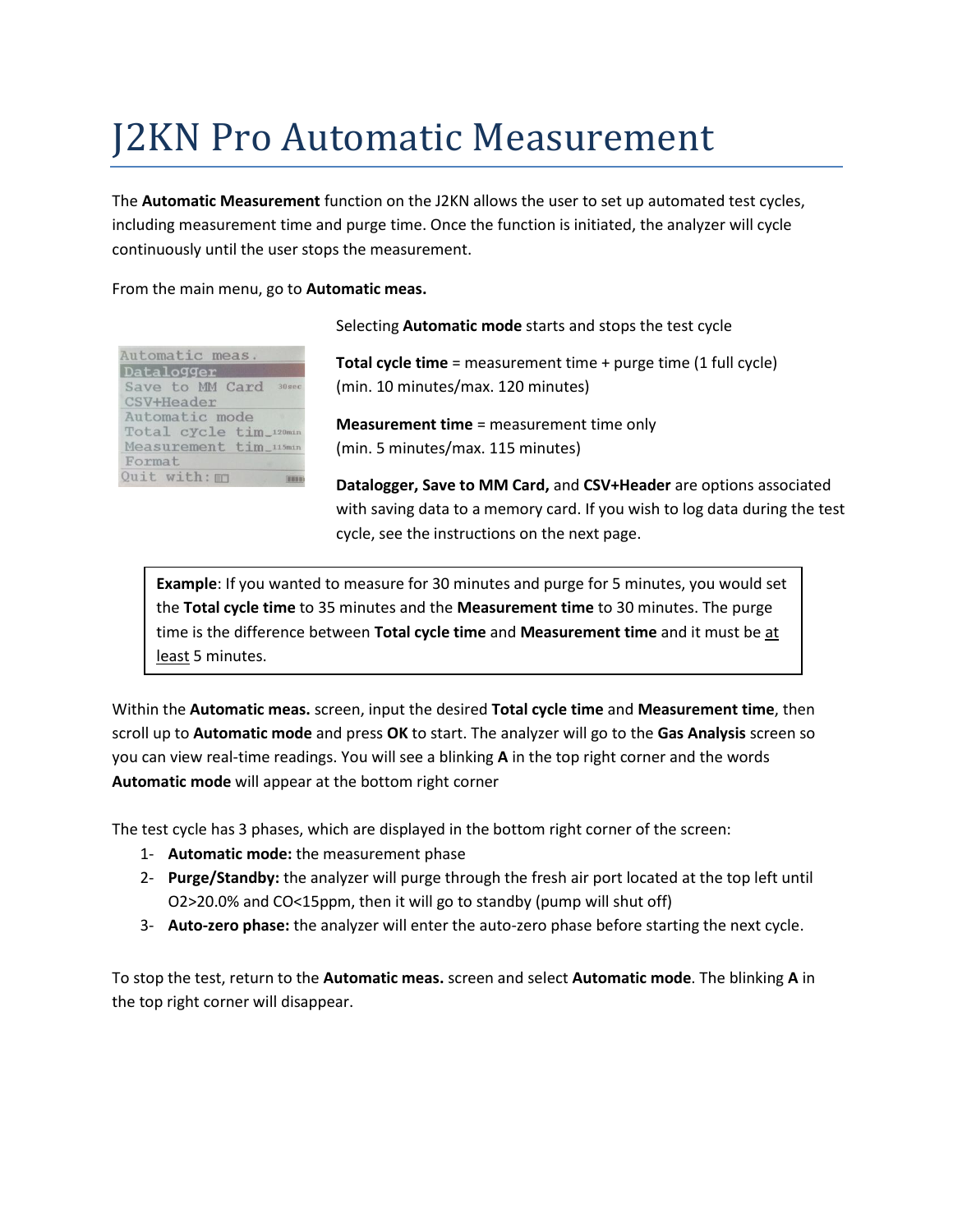# J2KN Pro Automatic Measurement

The **Automatic Measurement** function on the J2KN allows the user to set up automated test cycles, including measurement time and purge time. Once the function is initiated, the analyzer will cycle continuously until the user stops the measurement.

From the main menu, go to **Automatic meas.**

Selecting **Automatic mode** starts and stops the test cycle

**Total cycle time** = measurement time + purge time (1 full cycle)
(min. 10 minutes/max. 120 minutes)

**Measurement time** = measurement time only
(min. 5 minutes/max. 115 minutes)

**Datalogger, Save to MM Card,** and **CSV+Header** are options associated with saving data to a memory card. If you wish to log data during the test cycle, see the instructions on the next page.

> **Example**: If you wanted to measure for 30 minutes and purge for 5 minutes, you would set the **Total cycle time** to 35 minutes and the **Measurement time** to 30 minutes. The purge time is the difference between **Total cycle time** and **Measurement time** and it must be at least 5 minutes.

Within the **Automatic meas.** screen, input the desired **Total cycle time** and **Measurement time**, then scroll up to **Automatic mode** and press **OK** to start. The analyzer will go to the **Gas Analysis** screen so you can view real-time readings. You will see a blinking **A** in the top right corner and the words **Automatic mode** will appear at the bottom right corner

The test cycle has 3 phases, which are displayed in the bottom right corner of the screen:

1- **Automatic mode:** the measurement phase
2- **Purge/Standby:** the analyzer will purge through the fresh air port located at the top left until $O_2$>20.0% and CO<15ppm, then it will go to standby (pump will shut off)
3- **Auto-zero phase:** the analyzer will enter the auto-zero phase before starting the next cycle.

To stop the test, return to the **Automatic meas.** screen and select **Automatic mode**. The blinking **A** in the top right corner will disappear.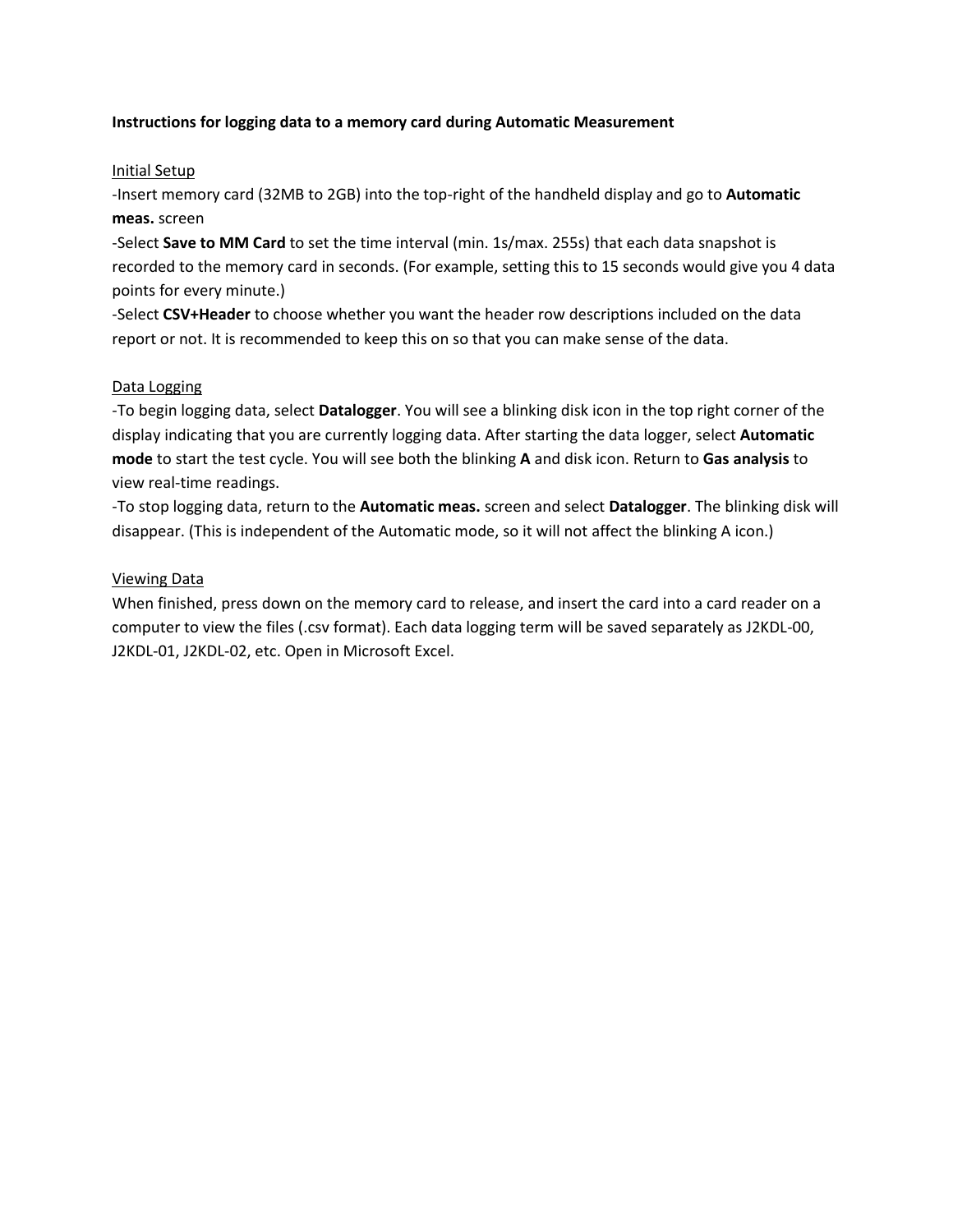**Instructions for logging data to a memory card during Automatic Measurement**

Initial Setup

-Insert memory card (32MB to 2GB) into the top-right of the handheld display and go to **Automatic meas.** screen

-Select **Save to MM Card** to set the time interval (min. 1s/max. 255s) that each data snapshot is recorded to the memory card in seconds. (For example, setting this to 15 seconds would give you 4 data points for every minute.)

-Select **CSV+Header** to choose whether you want the header row descriptions included on the data report or not. It is recommended to keep this on so that you can make sense of the data.

Data Logging

-To begin logging data, select **Datalogger**. You will see a blinking disk icon in the top right corner of the display indicating that you are currently logging data. After starting the data logger, select **Automatic mode** to start the test cycle. You will see both the blinking **A** and disk icon. Return to **Gas analysis** to view real-time readings.

-To stop logging data, return to the **Automatic meas.** screen and select **Datalogger**. The blinking disk will disappear. (This is independent of the Automatic mode, so it will not affect the blinking A icon.)

Viewing Data

When finished, press down on the memory card to release, and insert the card into a card reader on a computer to view the files (.csv format). Each data logging term will be saved separately as J2KDL-00, J2KDL-01, J2KDL-02, etc. Open in Microsoft Excel.